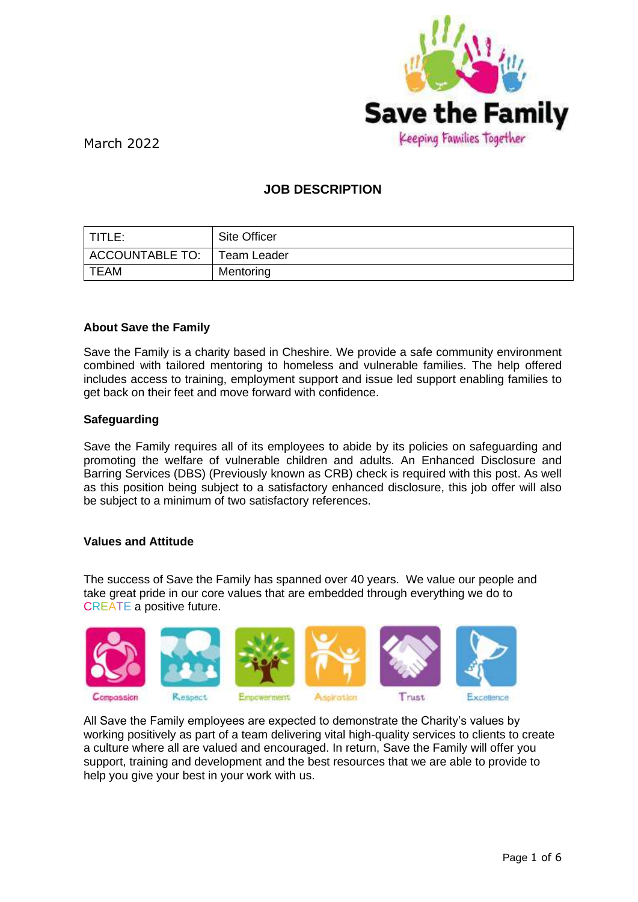March 2022

## JOB DESCRIPTION

| TITLE: | Site Officer |
|---|---|
| ACCOUNTABLE TO: | Team Leader |
| TEAM | Mentoring |

### About Save the Family

Save the Family is a charity based in Cheshire. We provide a safe community environment combined with tailored mentoring to homeless and vulnerable families. The help offered includes access to training, employment support and issue led support enabling families to get back on their feet and move forward with confidence.

### Safeguarding

Save the Family requires all of its employees to abide by its policies on safeguarding and promoting the welfare of vulnerable children and adults. An Enhanced Disclosure and Barring Services (DBS) (Previously known as CRB) check is required with this post. As well as this position being subject to a satisfactory enhanced disclosure, this job offer will also be subject to a minimum of two satisfactory references.

### Values and Attitude

The success of Save the Family has spanned over 40 years. We value our people and take great pride in our core values that are embedded through everything we do to CREATE a positive future.

Compassion  Respect  Empowerment  Aspiration  Trust  Excellence

All Save the Family employees are expected to demonstrate the Charity's values by working positively as part of a team delivering vital high-quality services to clients to create a culture where all are valued and encouraged. In return, Save the Family will offer you support, training and development and the best resources that we are able to provide to help you give your best in your work with us.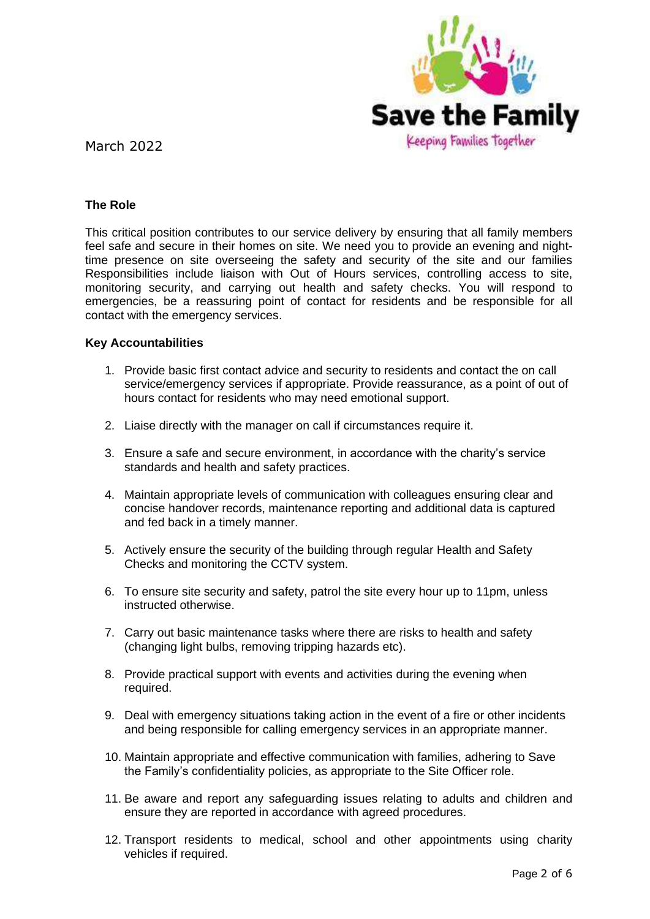March 2022

**The Role**

This critical position contributes to our service delivery by ensuring that all family members feel safe and secure in their homes on site. We need you to provide an evening and night-time presence on site overseeing the safety and security of the site and our families Responsibilities include liaison with Out of Hours services, controlling access to site, monitoring security, and carrying out health and safety checks. You will respond to emergencies, be a reassuring point of contact for residents and be responsible for all contact with the emergency services.

**Key Accountabilities**

1. Provide basic first contact advice and security to residents and contact the on call service/emergency services if appropriate. Provide reassurance, as a point of out of hours contact for residents who may need emotional support.

2. Liaise directly with the manager on call if circumstances require it.

3. Ensure a safe and secure environment, in accordance with the charity's service standards and health and safety practices.

4. Maintain appropriate levels of communication with colleagues ensuring clear and concise handover records, maintenance reporting and additional data is captured and fed back in a timely manner.

5. Actively ensure the security of the building through regular Health and Safety Checks and monitoring the CCTV system.

6. To ensure site security and safety, patrol the site every hour up to 11pm, unless instructed otherwise.

7. Carry out basic maintenance tasks where there are risks to health and safety (changing light bulbs, removing tripping hazards etc).

8. Provide practical support with events and activities during the evening when required.

9. Deal with emergency situations taking action in the event of a fire or other incidents and being responsible for calling emergency services in an appropriate manner.

10. Maintain appropriate and effective communication with families, adhering to Save the Family's confidentiality policies, as appropriate to the Site Officer role.

11. Be aware and report any safeguarding issues relating to adults and children and ensure they are reported in accordance with agreed procedures.

12. Transport residents to medical, school and other appointments using charity vehicles if required.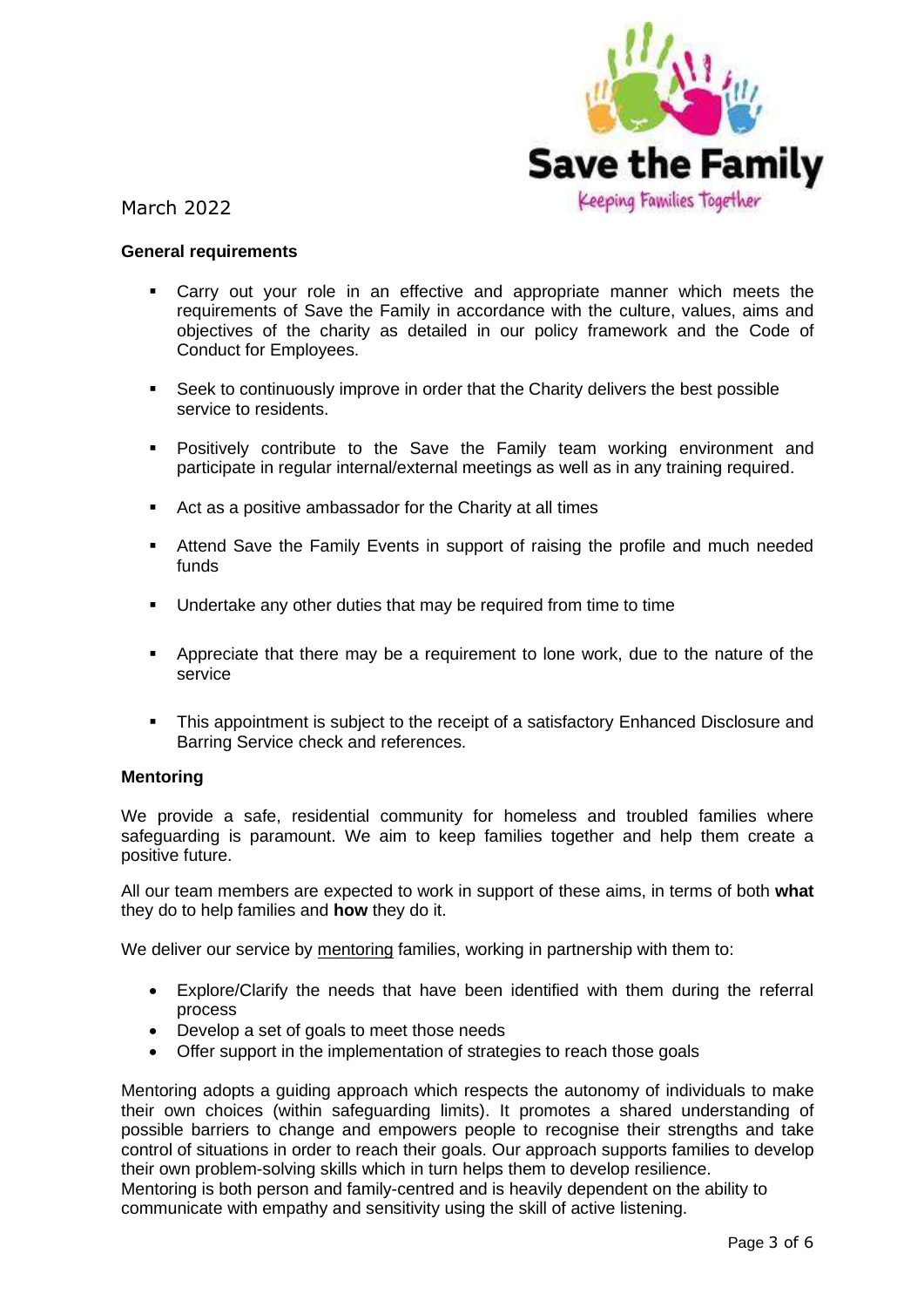March 2022

**General requirements**

- Carry out your role in an effective and appropriate manner which meets the requirements of Save the Family in accordance with the culture, values, aims and objectives of the charity as detailed in our policy framework and the Code of Conduct for Employees.
- Seek to continuously improve in order that the Charity delivers the best possible service to residents.
- Positively contribute to the Save the Family team working environment and participate in regular internal/external meetings as well as in any training required.
- Act as a positive ambassador for the Charity at all times
- Attend Save the Family Events in support of raising the profile and much needed funds
- Undertake any other duties that may be required from time to time
- Appreciate that there may be a requirement to lone work, due to the nature of the service
- This appointment is subject to the receipt of a satisfactory Enhanced Disclosure and Barring Service check and references.

**Mentoring**

We provide a safe, residential community for homeless and troubled families where safeguarding is paramount. We aim to keep families together and help them create a positive future.

All our team members are expected to work in support of these aims, in terms of both **what** they do to help families and **how** they do it.

We deliver our service by mentoring families, working in partnership with them to:

- Explore/Clarify the needs that have been identified with them during the referral process
- Develop a set of goals to meet those needs
- Offer support in the implementation of strategies to reach those goals

Mentoring adopts a guiding approach which respects the autonomy of individuals to make their own choices (within safeguarding limits). It promotes a shared understanding of possible barriers to change and empowers people to recognise their strengths and take control of situations in order to reach their goals. Our approach supports families to develop their own problem-solving skills which in turn helps them to develop resilience.
Mentoring is both person and family-centred and is heavily dependent on the ability to communicate with empathy and sensitivity using the skill of active listening.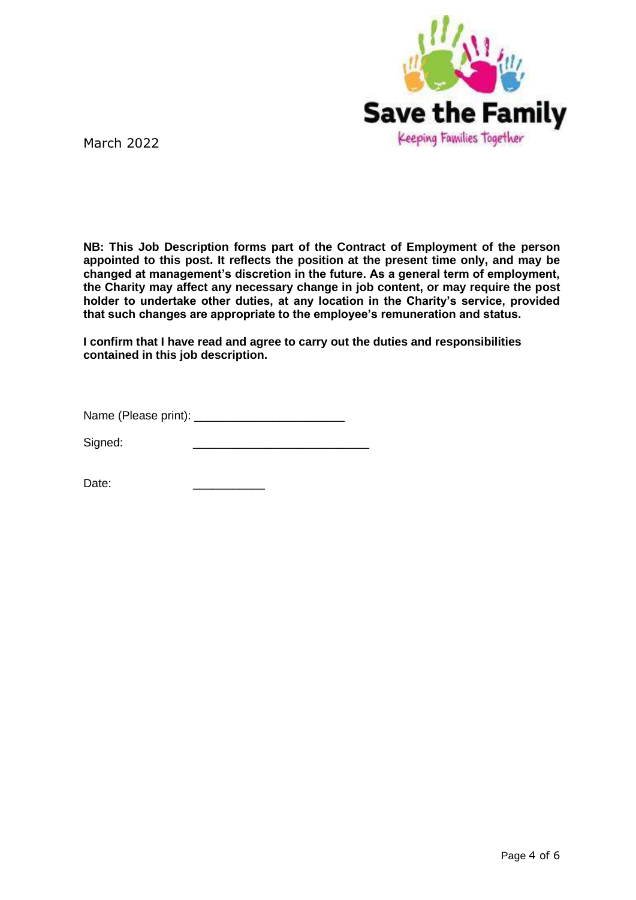Save the Family
Keeping Families Together

March 2022

**NB: This Job Description forms part of the Contract of Employment of the person appointed to this post. It reflects the position at the present time only, and may be changed at management's discretion in the future. As a general term of employment, the Charity may affect any necessary change in job content, or may require the post holder to undertake other duties, at any location in the Charity's service, provided that such changes are appropriate to the employee's remuneration and status.**

**I confirm that I have read and agree to carry out the duties and responsibilities contained in this job description.**

Name (Please print): ______________________

Signed: __________________________

Date: ___________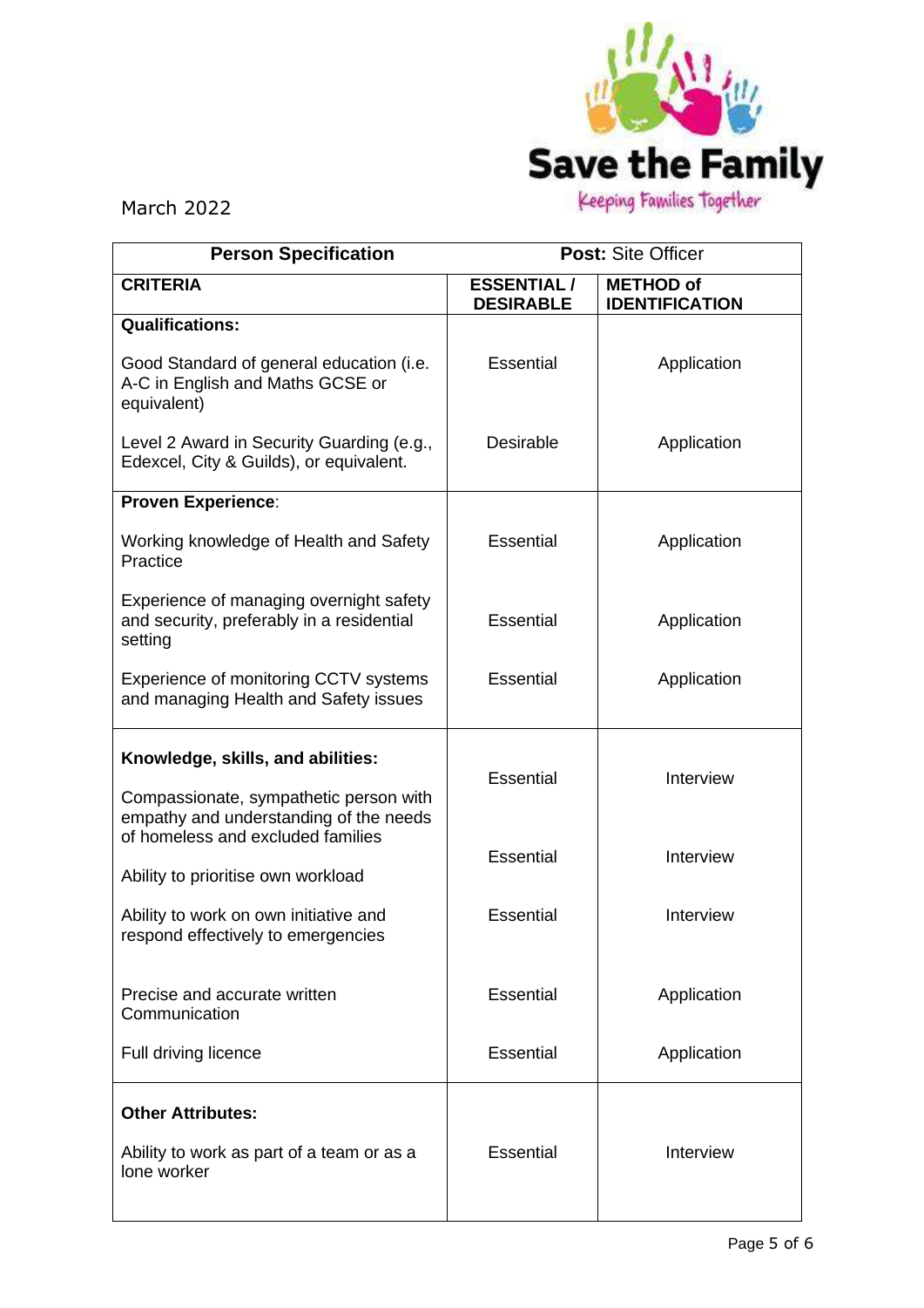Save the Family

Keeping Families Together

March 2022

| Person Specification | Post: Site Officer | |
|---|---|---|
| **CRITERIA** | **ESSENTIAL / DESIRABLE** | **METHOD of IDENTIFICATION** |
| **Qualifications:** | | |
| Good Standard of general education (i.e. A-C in English and Maths GCSE or equivalent) | Essential | Application |
| Level 2 Award in Security Guarding (e.g., Edexcel, City & Guilds), or equivalent. | Desirable | Application |
| **Proven Experience**: | | |
| Working knowledge of Health and Safety Practice | Essential | Application |
| Experience of managing overnight safety and security, preferably in a residential setting | Essential | Application |
| Experience of monitoring CCTV systems and managing Health and Safety issues | Essential | Application |
| **Knowledge, skills, and abilities:** | | |
| Compassionate, sympathetic person with empathy and understanding of the needs of homeless and excluded families | Essential | Interview |
| Ability to prioritise own workload | Essential | Interview |
| Ability to work on own initiative and respond effectively to emergencies | Essential | Interview |
| Precise and accurate written Communication | Essential | Application |
| Full driving licence | Essential | Application |
| **Other Attributes:** | | |
| Ability to work as part of a team or as a lone worker | Essential | Interview |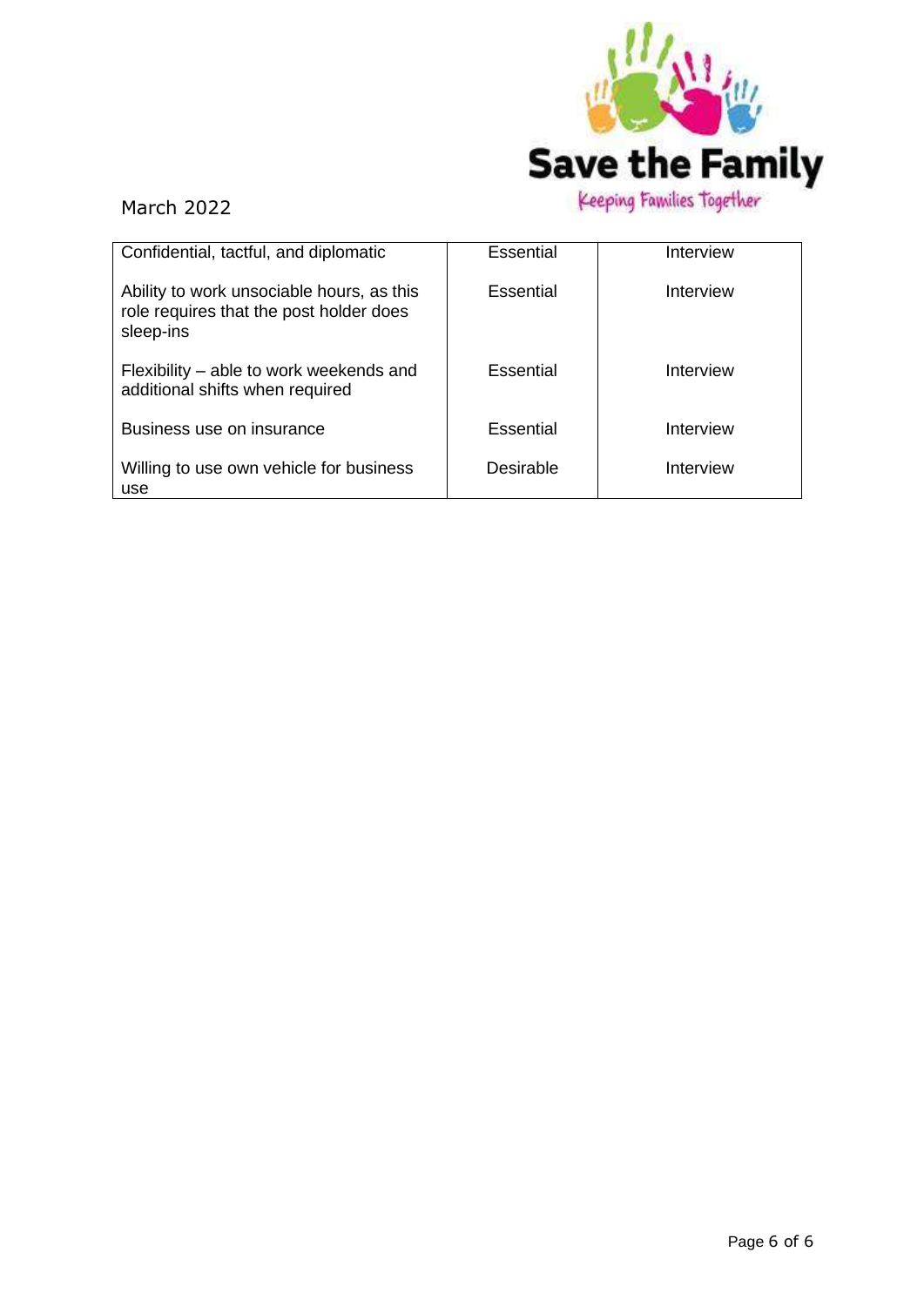March 2022

| | | |
|---|---|---|
| Confidential, tactful, and diplomatic | Essential | Interview |
| Ability to work unsociable hours, as this role requires that the post holder does sleep-ins | Essential | Interview |
| Flexibility – able to work weekends and additional shifts when required | Essential | Interview |
| Business use on insurance | Essential | Interview |
| Willing to use own vehicle for business use | Desirable | Interview |